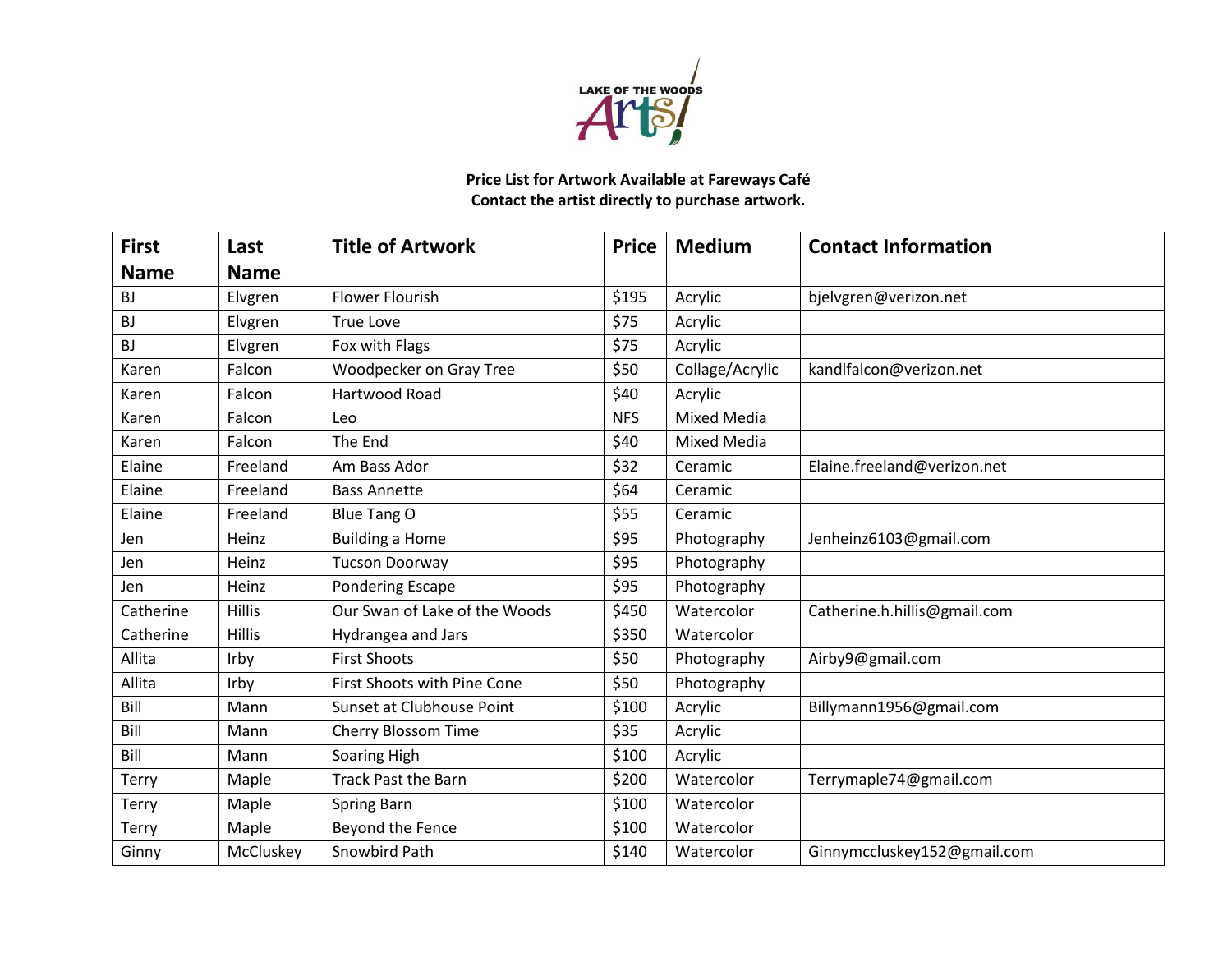LAKE OF THE WOODS Arts

**Price List for Artwork Available at Fareways Café**
**Contact the artist directly to purchase artwork.**

| First Name | Last Name | Title of Artwork | Price | Medium | Contact Information |
|---|---|---|---|---|---|
| BJ | Elvgren | Flower Flourish | $195 | Acrylic | bjelvgren@verizon.net |
| BJ | Elvgren | True Love | $75 | Acrylic | |
| BJ | Elvgren | Fox with Flags | $75 | Acrylic | |
| Karen | Falcon | Woodpecker on Gray Tree | $50 | Collage/Acrylic | kandlfalcon@verizon.net |
| Karen | Falcon | Hartwood Road | $40 | Acrylic | |
| Karen | Falcon | Leo | NFS | Mixed Media | |
| Karen | Falcon | The End | $40 | Mixed Media | |
| Elaine | Freeland | Am Bass Ador | $32 | Ceramic | Elaine.freeland@verizon.net |
| Elaine | Freeland | Bass Annette | $64 | Ceramic | |
| Elaine | Freeland | Blue Tang O | $55 | Ceramic | |
| Jen | Heinz | Building a Home | $95 | Photography | Jenheinz6103@gmail.com |
| Jen | Heinz | Tucson Doorway | $95 | Photography | |
| Jen | Heinz | Pondering Escape | $95 | Photography | |
| Catherine | Hillis | Our Swan of Lake of the Woods | $450 | Watercolor | Catherine.h.hillis@gmail.com |
| Catherine | Hillis | Hydrangea and Jars | $350 | Watercolor | |
| Allita | Irby | First Shoots | $50 | Photography | Airby9@gmail.com |
| Allita | Irby | First Shoots with Pine Cone | $50 | Photography | |
| Bill | Mann | Sunset at Clubhouse Point | $100 | Acrylic | Billymann1956@gmail.com |
| Bill | Mann | Cherry Blossom Time | $35 | Acrylic | |
| Bill | Mann | Soaring High | $100 | Acrylic | |
| Terry | Maple | Track Past the Barn | $200 | Watercolor | Terrymaple74@gmail.com |
| Terry | Maple | Spring Barn | $100 | Watercolor | |
| Terry | Maple | Beyond the Fence | $100 | Watercolor | |
| Ginny | McCluskey | Snowbird Path | $140 | Watercolor | Ginnymccluskey152@gmail.com |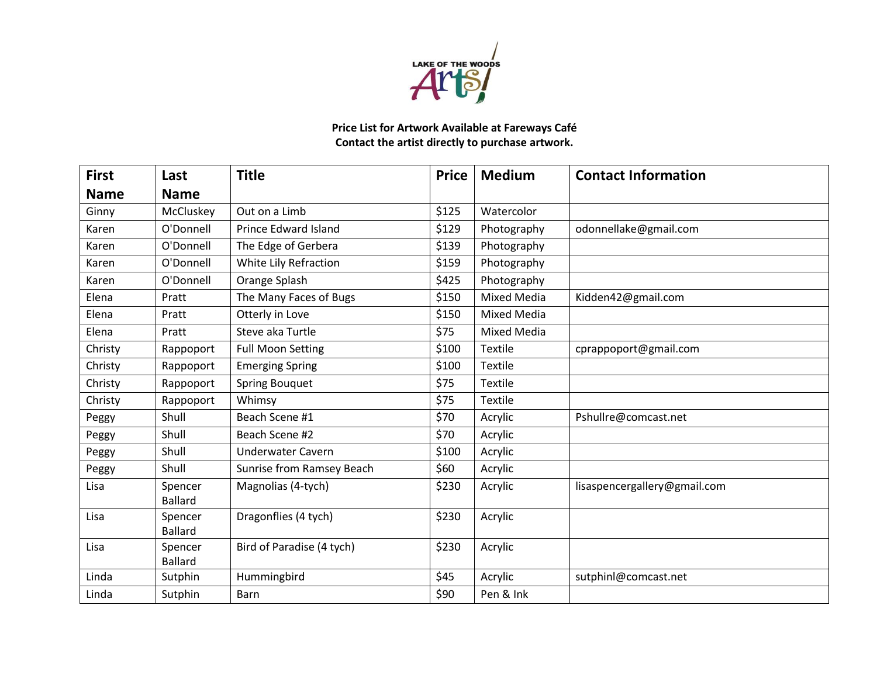LAKE OF THE WOODS Arts!

**Price List for Artwork Available at Fareways Café**
**Contact the artist directly to purchase artwork.**

| First Name | Last Name | Title | Price | Medium | Contact Information |
|---|---|---|---|---|---|
| Ginny | McCluskey | Out on a Limb | $125 | Watercolor | |
| Karen | O'Donnell | Prince Edward Island | $129 | Photography | odonnellake@gmail.com |
| Karen | O'Donnell | The Edge of Gerbera | $139 | Photography | |
| Karen | O'Donnell | White Lily Refraction | $159 | Photography | |
| Karen | O'Donnell | Orange Splash | $425 | Photography | |
| Elena | Pratt | The Many Faces of Bugs | $150 | Mixed Media | Kidden42@gmail.com |
| Elena | Pratt | Otterly in Love | $150 | Mixed Media | |
| Elena | Pratt | Steve aka Turtle | $75 | Mixed Media | |
| Christy | Rappoport | Full Moon Setting | $100 | Textile | cprappoport@gmail.com |
| Christy | Rappoport | Emerging Spring | $100 | Textile | |
| Christy | Rappoport | Spring Bouquet | $75 | Textile | |
| Christy | Rappoport | Whimsy | $75 | Textile | |
| Peggy | Shull | Beach Scene #1 | $70 | Acrylic | Pshullre@comcast.net |
| Peggy | Shull | Beach Scene #2 | $70 | Acrylic | |
| Peggy | Shull | Underwater Cavern | $100 | Acrylic | |
| Peggy | Shull | Sunrise from Ramsey Beach | $60 | Acrylic | |
| Lisa | Spencer Ballard | Magnolias (4-tych) | $230 | Acrylic | lisaspencergallery@gmail.com |
| Lisa | Spencer Ballard | Dragonflies (4 tych) | $230 | Acrylic | |
| Lisa | Spencer Ballard | Bird of Paradise (4 tych) | $230 | Acrylic | |
| Linda | Sutphin | Hummingbird | $45 | Acrylic | sutphinl@comcast.net |
| Linda | Sutphin | Barn | $90 | Pen & Ink | |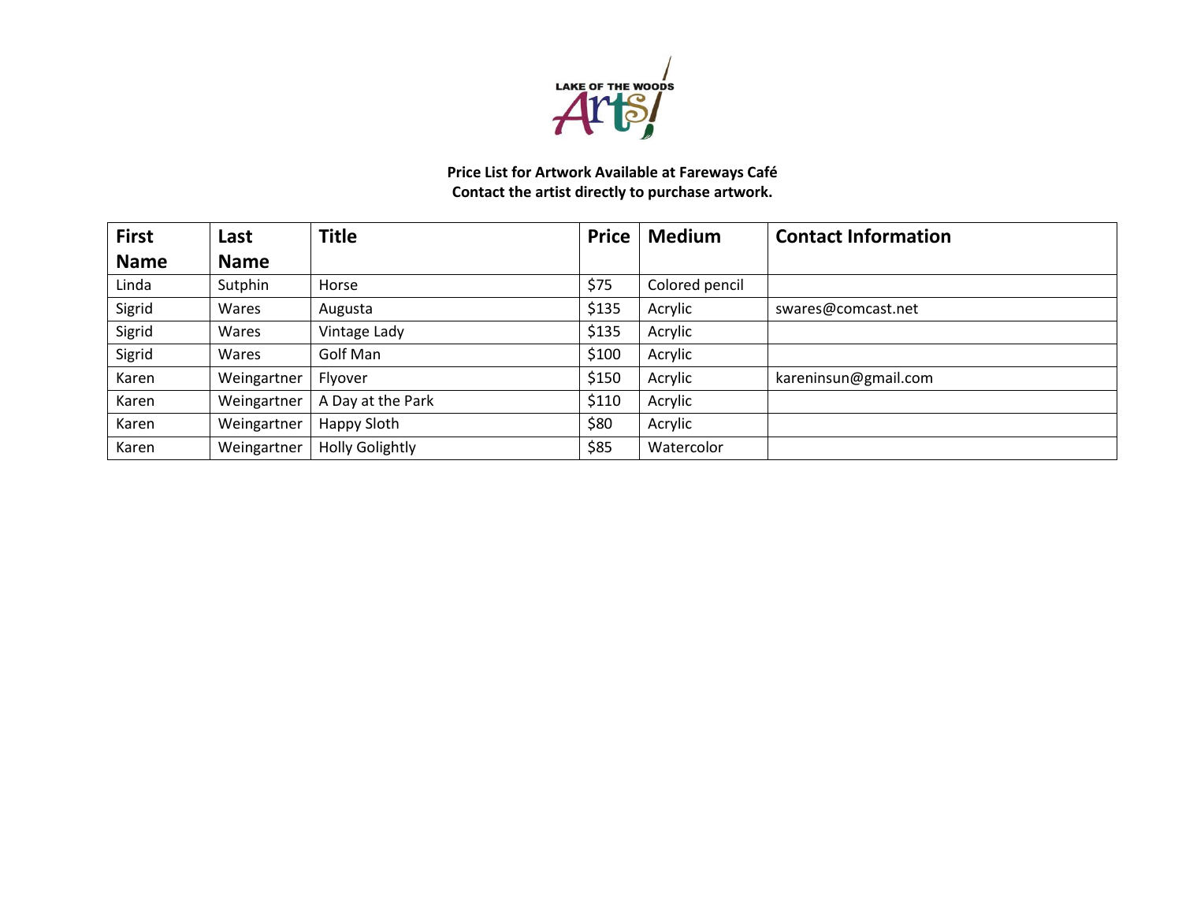LAKE OF THE WOODS Arts

**Price List for Artwork Available at Fareways Café**
**Contact the artist directly to purchase artwork.**

| First Name | Last Name | Title | Price | Medium | Contact Information |
|---|---|---|---|---|---|
| Linda | Sutphin | Horse | $75 | Colored pencil | |
| Sigrid | Wares | Augusta | $135 | Acrylic | swares@comcast.net |
| Sigrid | Wares | Vintage Lady | $135 | Acrylic | |
| Sigrid | Wares | Golf Man | $100 | Acrylic | |
| Karen | Weingartner | Flyover | $150 | Acrylic | kareninsun@gmail.com |
| Karen | Weingartner | A Day at the Park | $110 | Acrylic | |
| Karen | Weingartner | Happy Sloth | $80 | Acrylic | |
| Karen | Weingartner | Holly Golightly | $85 | Watercolor | |